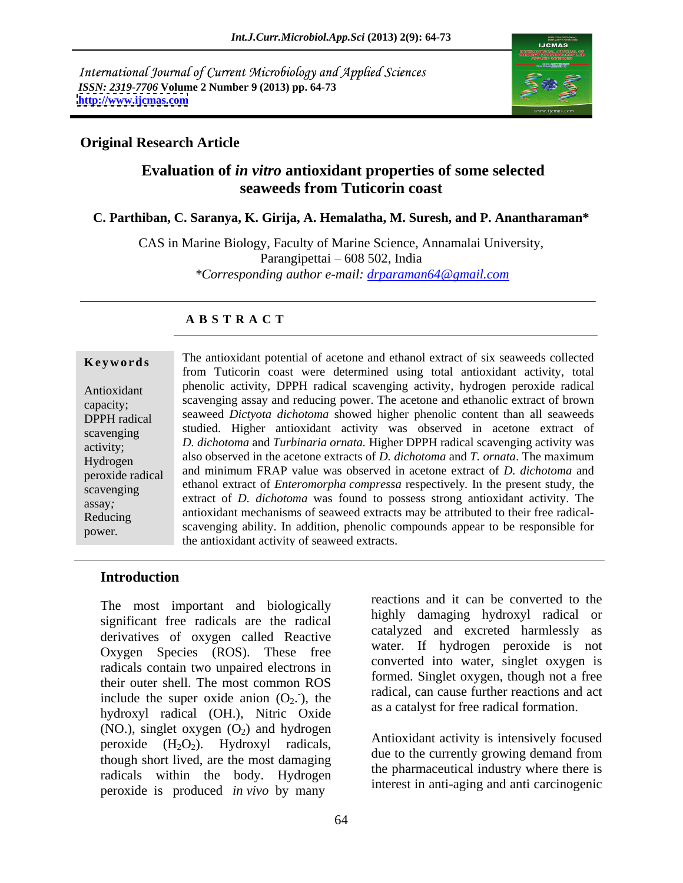International Journal of Current Microbiology and Applied Sciences
*ISSN: 2319-7706* **Volume 2 Number 9 (2013) pp. 64-73**
**http://www.ijcmas.com**

**Original Research Article**

# Evaluation of *in vitro* antioxidant properties of some selected seaweeds from Tuticorin coast

**C. Parthiban, C. Saranya, K. Girija, A. Hemalatha, M. Suresh, and P. Anantharaman***

CAS in Marine Biology, Faculty of Marine Science, Annamalai University, Parangipettai – 608 502, India
*\*Corresponding author e-mail: drparaman64@gmail.com*

## A B S T R A C T

**Keywords**

Antioxidant capacity; DPPH radical scavenging activity; Hydrogen peroxide radical scavenging assay; Reducing power.

The antioxidant potential of acetone and ethanol extract of six seaweeds collected from Tuticorin coast were determined using total antioxidant activity, total phenolic activity, DPPH radical scavenging activity, hydrogen peroxide radical scavenging assay and reducing power. The acetone and ethanolic extract of brown seaweed *Dictyota dichotoma* showed higher phenolic content than all seaweeds studied. Higher antioxidant activity was observed in acetone extract of *D. dichotoma* and *Turbinaria ornata.* Higher DPPH radical scavenging activity was also observed in the acetone extracts of *D. dichotoma* and *T. ornata*. The maximum and minimum FRAP value was observed in acetone extract of *D. dichotoma* and ethanol extract of *Enteromorpha compressa* respectively. In the present study, the extract of *D. dichotoma* was found to possess strong antioxidant activity. The antioxidant mechanisms of seaweed extracts may be attributed to their free radical-scavenging ability. In addition, phenolic compounds appear to be responsible for the antioxidant activity of seaweed extracts.

## Introduction

The most important and biologically significant free radicals are the radical derivatives of oxygen called Reactive Oxygen Species (ROS). These free radicals contain two unpaired electrons in their outer shell. The most common ROS include the super oxide anion ($O_2.^-$), the hydroxyl radical (OH.), Nitric Oxide (NO.), singlet oxygen ($O_2$) and hydrogen peroxide ($H_2O_2$). Hydroxyl radicals, though short lived, are the most damaging radicals within the body. Hydrogen peroxide is produced *in vivo* by many reactions and it can be converted to the highly damaging hydroxyl radical or catalyzed and excreted harmlessly as water. If hydrogen peroxide is not converted into water, singlet oxygen is formed. Singlet oxygen, though not a free radical, can cause further reactions and act as a catalyst for free radical formation.

Antioxidant activity is intensively focused due to the currently growing demand from the pharmaceutical industry where there is interest in anti-aging and anti carcinogenic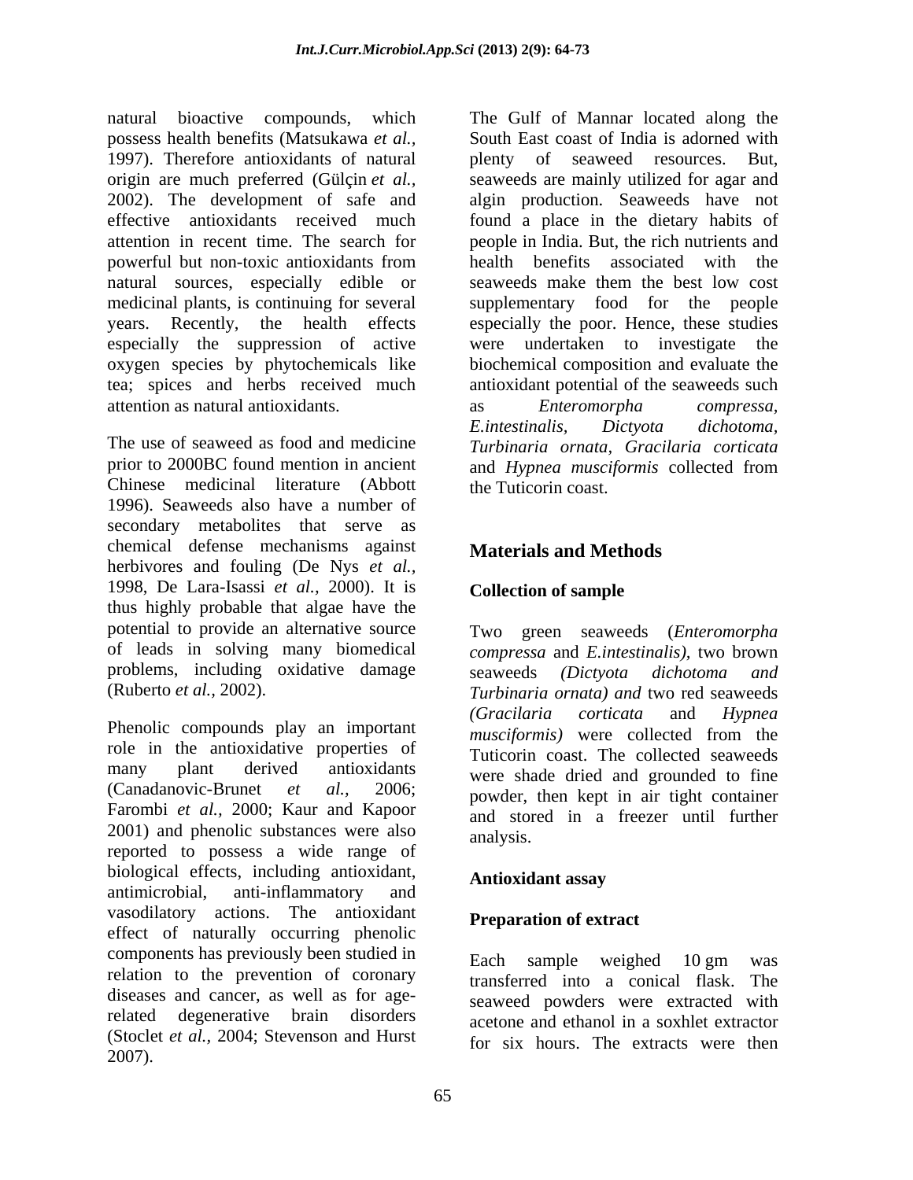natural bioactive compounds, which possess health benefits (Matsukawa *et al.,* 1997). Therefore antioxidants of natural origin are much preferred (Gülçin *et al.,* 2002). The development of safe and effective antioxidants received much attention in recent time. The search for powerful but non-toxic antioxidants from natural sources, especially edible or medicinal plants, is continuing for several years. Recently, the health effects especially the suppression of active oxygen species by phytochemicals like tea; spices and herbs received much attention as natural antioxidants.

The use of seaweed as food and medicine prior to 2000BC found mention in ancient Chinese medicinal literature (Abbott 1996). Seaweeds also have a number of secondary metabolites that serve as chemical defense mechanisms against herbivores and fouling (De Nys *et al.,* 1998, De Lara-Isassi *et al.,* 2000). It is thus highly probable that algae have the potential to provide an alternative source of leads in solving many biomedical problems, including oxidative damage (Ruberto *et al.,* 2002).

Phenolic compounds play an important role in the antioxidative properties of many plant derived antioxidants (Canadanovic-Brunet *et al.,* 2006; Farombi *et al.,* 2000; Kaur and Kapoor 2001) and phenolic substances were also reported to possess a wide range of biological effects, including antioxidant, antimicrobial, anti-inflammatory and vasodilatory actions. The antioxidant effect of naturally occurring phenolic components has previously been studied in relation to the prevention of coronary diseases and cancer, as well as for age-related degenerative brain disorders (Stoclet *et al.,* 2004; Stevenson and Hurst 2007).

The Gulf of Mannar located along the South East coast of India is adorned with plenty of seaweed resources. But, seaweeds are mainly utilized for agar and algin production. Seaweeds have not found a place in the dietary habits of people in India. But, the rich nutrients and health benefits associated with the seaweeds make them the best low cost supplementary food for the people especially the poor. Hence, these studies were undertaken to investigate the biochemical composition and evaluate the antioxidant potential of the seaweeds such as *Enteromorpha compressa, E.intestinalis, Dictyota dichotoma, Turbinaria ornata, Gracilaria corticata* and *Hypnea musciformis* collected from the Tuticorin coast.

## Materials and Methods

### Collection of sample

Two green seaweeds (*Enteromorpha compressa* and *E.intestinalis),* two brown seaweeds *(Dictyota dichotoma and Turbinaria ornata) and* two red seaweeds *(Gracilaria corticata* and *Hypnea musciformis)* were collected from the Tuticorin coast. The collected seaweeds were shade dried and grounded to fine powder, then kept in air tight container and stored in a freezer until further analysis.

### Antioxidant assay

### Preparation of extract

Each sample weighed 10 gm was transferred into a conical flask. The seaweed powders were extracted with acetone and ethanol in a soxhlet extractor for six hours. The extracts were then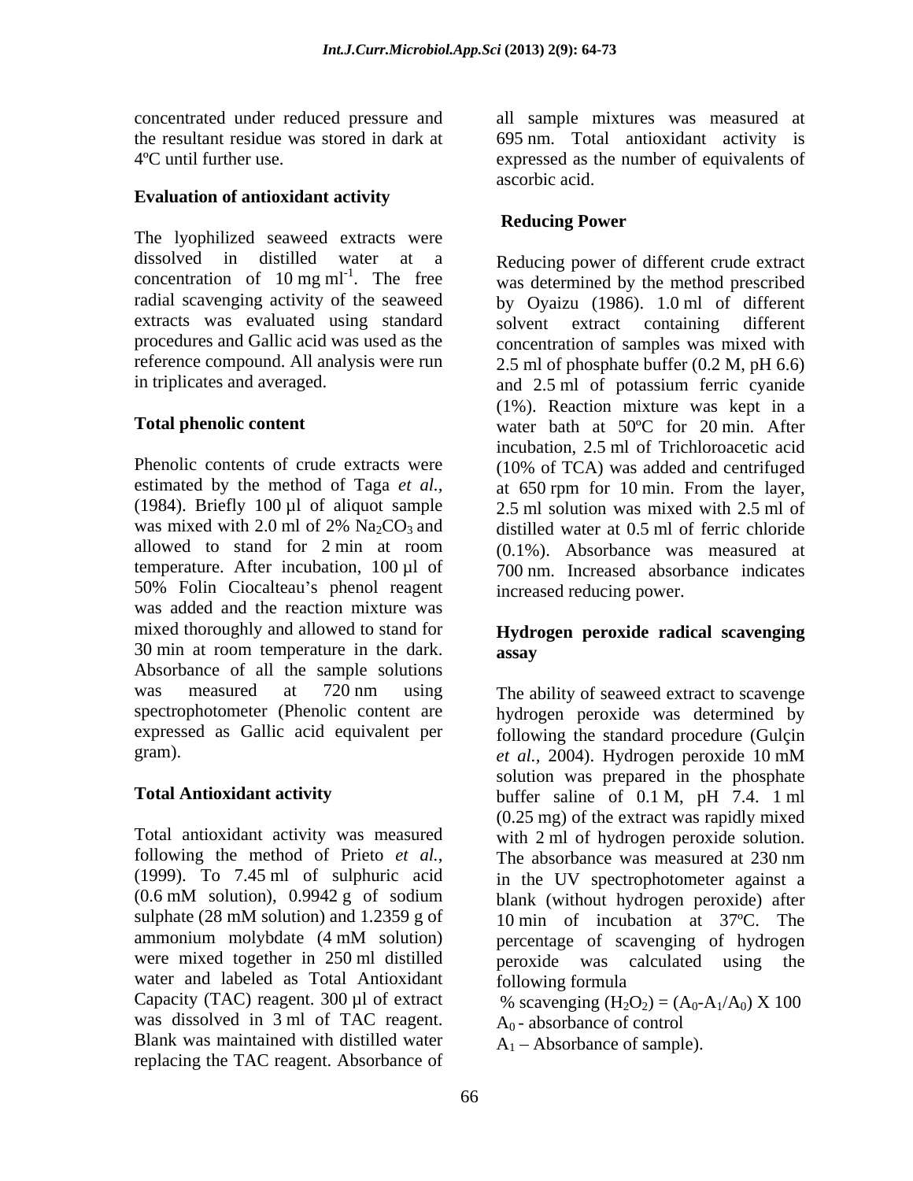concentrated under reduced pressure and the resultant residue was stored in dark at 4ºC until further use.

### Evaluation of antioxidant activity

The lyophilized seaweed extracts were dissolved in distilled water at a concentration of 10 mg $ml^{-1}$. The free radial scavenging activity of the seaweed extracts was evaluated using standard procedures and Gallic acid was used as the reference compound. All analysis were run in triplicates and averaged.

### Total phenolic content

Phenolic contents of crude extracts were estimated by the method of Taga *et al.,* (1984). Briefly 100 µl of aliquot sample was mixed with 2.0 ml of 2% $Na_2CO_3$ and allowed to stand for 2 min at room temperature. After incubation, 100 µl of 50% Folin Ciocalteau's phenol reagent was added and the reaction mixture was mixed thoroughly and allowed to stand for 30 min at room temperature in the dark. Absorbance of all the sample solutions was measured at 720 nm using spectrophotometer (Phenolic content are expressed as Gallic acid equivalent per gram).

### Total Antioxidant activity

Total antioxidant activity was measured following the method of Prieto *et al.,* (1999). To 7.45 ml of sulphuric acid (0.6 mM solution), 0.9942 g of sodium sulphate (28 mM solution) and 1.2359 g of ammonium molybdate (4 mM solution) were mixed together in 250 ml distilled water and labeled as Total Antioxidant Capacity (TAC) reagent. 300 µl of extract was dissolved in 3 ml of TAC reagent. Blank was maintained with distilled water replacing the TAC reagent. Absorbance of all sample mixtures was measured at 695 nm. Total antioxidant activity is expressed as the number of equivalents of ascorbic acid.

### Reducing Power

Reducing power of different crude extract was determined by the method prescribed by Oyaizu (1986). 1.0 ml of different solvent extract containing different concentration of samples was mixed with 2.5 ml of phosphate buffer (0.2 M, pH 6.6) and 2.5 ml of potassium ferric cyanide (1%). Reaction mixture was kept in a water bath at 50ºC for 20 min. After incubation, 2.5 ml of Trichloroacetic acid (10% of TCA) was added and centrifuged at 650 rpm for 10 min. From the layer, 2.5 ml solution was mixed with 2.5 ml of distilled water at 0.5 ml of ferric chloride (0.1%). Absorbance was measured at 700 nm. Increased absorbance indicates increased reducing power.

### Hydrogen peroxide radical scavenging assay

The ability of seaweed extract to scavenge hydrogen peroxide was determined by following the standard procedure (Gulçin *et al.,* 2004). Hydrogen peroxide 10 mM solution was prepared in the phosphate buffer saline of 0.1 M, pH 7.4. 1 ml (0.25 mg) of the extract was rapidly mixed with 2 ml of hydrogen peroxide solution. The absorbance was measured at 230 nm in the UV spectrophotometer against a blank (without hydrogen peroxide) after 10 min of incubation at 37ºC. The percentage of scavenging of hydrogen peroxide was calculated using the following formula

% scavenging ($H_2O_2$) = ($A_0$-$A_1$/$A_0$) X 100

$A_0$ - absorbance of control

$A_1$ – Absorbance of sample).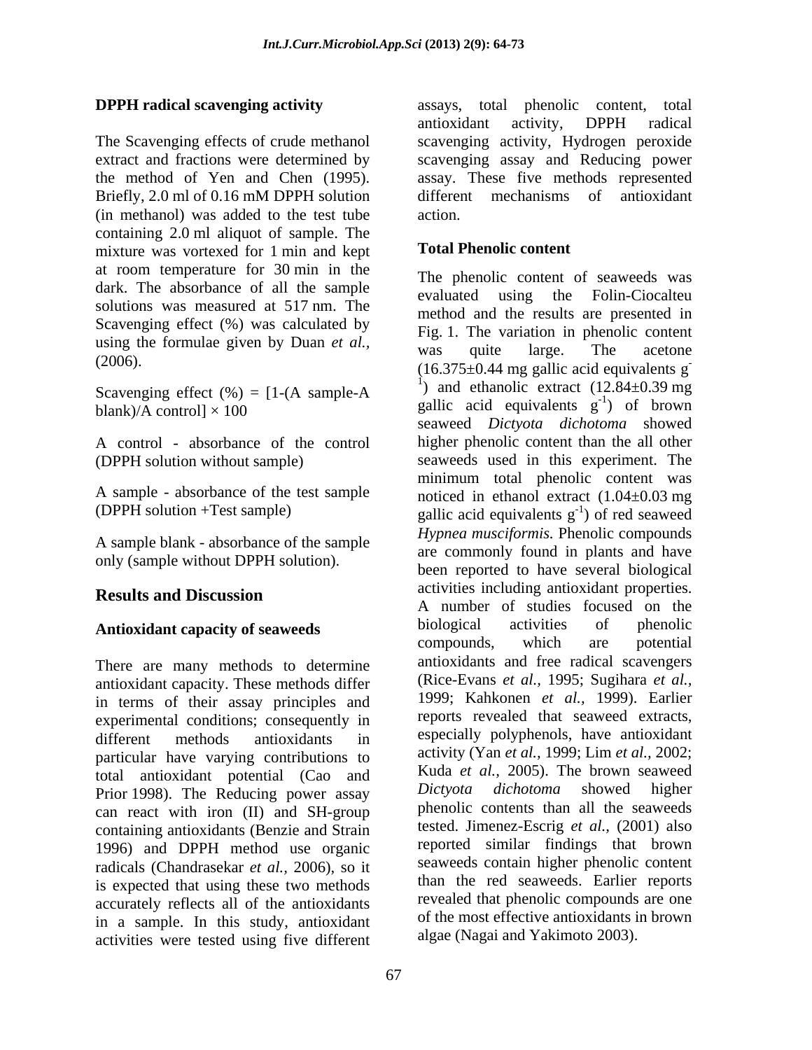### DPPH radical scavenging activity

The Scavenging effects of crude methanol extract and fractions were determined by the method of Yen and Chen (1995). Briefly, 2.0 ml of 0.16 mM DPPH solution (in methanol) was added to the test tube containing 2.0 ml aliquot of sample. The mixture was vortexed for 1 min and kept at room temperature for 30 min in the dark. The absorbance of all the sample solutions was measured at 517 nm. The Scavenging effect (%) was calculated by using the formulae given by Duan *et al.,* (2006).

Scavenging effect (%) = [1-(A sample-A blank)/A control] × 100

A control - absorbance of the control (DPPH solution without sample)

A sample - absorbance of the test sample (DPPH solution +Test sample)

A sample blank - absorbance of the sample only (sample without DPPH solution).

## Results and Discussion

### Antioxidant capacity of seaweeds

There are many methods to determine antioxidant capacity. These methods differ in terms of their assay principles and experimental conditions; consequently in different methods antioxidants in particular have varying contributions to total antioxidant potential (Cao and Prior 1998). The Reducing power assay can react with iron (II) and SH-group containing antioxidants (Benzie and Strain 1996) and DPPH method use organic radicals (Chandrasekar *et al.,* 2006), so it is expected that using these two methods accurately reflects all of the antioxidants in a sample. In this study, antioxidant activities were tested using five different assays, total phenolic content, total antioxidant activity, DPPH radical scavenging activity, Hydrogen peroxide scavenging assay and Reducing power assay. These five methods represented different mechanisms of antioxidant action.

### Total Phenolic content

The phenolic content of seaweeds was evaluated using the Folin-Ciocalteu method and the results are presented in Fig. 1. The variation in phenolic content was quite large. The acetone (16.375±0.44 mg gallic acid equivalents $g^{-1}$) and ethanolic extract (12.84±0.39 mg gallic acid equivalents $g^{-1}$) of brown seaweed *Dictyota dichotoma* showed higher phenolic content than the all other seaweeds used in this experiment. The minimum total phenolic content was noticed in ethanol extract (1.04±0.03 mg gallic acid equivalents $g^{-1}$) of red seaweed *Hypnea musciformis.* Phenolic compounds are commonly found in plants and have been reported to have several biological activities including antioxidant properties. A number of studies focused on the biological activities of phenolic compounds, which are potential antioxidants and free radical scavengers (Rice-Evans *et al.,* 1995; Sugihara *et al.,* 1999; Kahkonen *et al.,* 1999). Earlier reports revealed that seaweed extracts, especially polyphenols, have antioxidant activity (Yan *et al.,* 1999; Lim *et al.,* 2002; Kuda *et al.,* 2005). The brown seaweed *Dictyota dichotoma* showed higher phenolic contents than all the seaweeds tested. Jimenez-Escrig *et al.,* (2001) also reported similar findings that brown seaweeds contain higher phenolic content than the red seaweeds. Earlier reports revealed that phenolic compounds are one of the most effective antioxidants in brown algae (Nagai and Yakimoto 2003).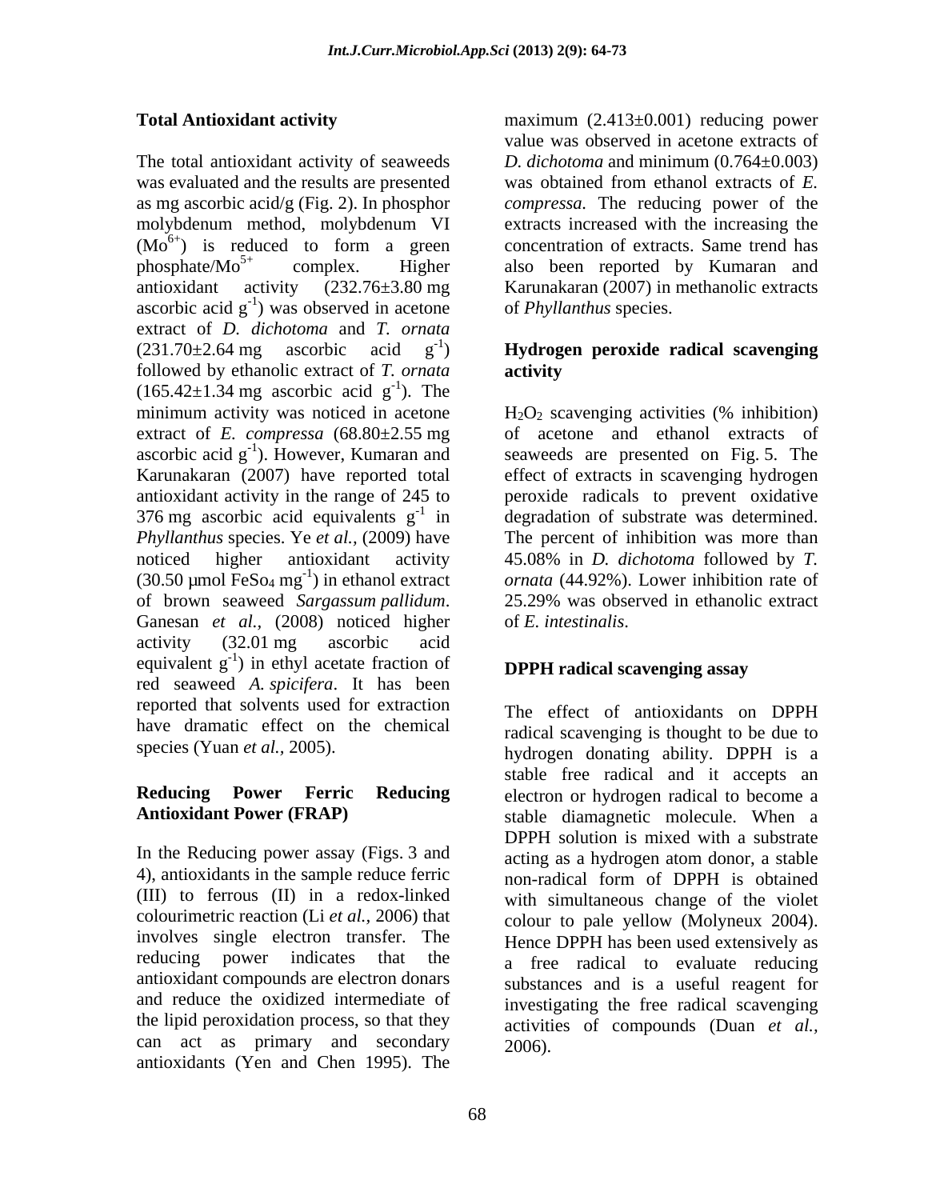### Total Antioxidant activity

The total antioxidant activity of seaweeds was evaluated and the results are presented as mg ascorbic acid/g (Fig. 2). In phosphor molybdenum method, molybdenum VI ($Mo^{6+}$) is reduced to form a green phosphate/$Mo^{5+}$ complex. Higher antioxidant activity (232.76±3.80 mg ascorbic acid $g^{-1}$) was observed in acetone extract of *D. dichotoma* and *T. ornata* (231.70±2.64 mg ascorbic acid $g^{-1}$) followed by ethanolic extract of *T. ornata* (165.42±1.34 mg ascorbic acid $g^{-1}$). The minimum activity was noticed in acetone extract of *E. compressa* (68.80±2.55 mg ascorbic acid $g^{-1}$). However, Kumaran and Karunakaran (2007) have reported total antioxidant activity in the range of 245 to 376 mg ascorbic acid equivalents $g^{-1}$ in *Phyllanthus* species. Ye *et al.,* (2009) have noticed higher antioxidant activity (30.50 µmol $FeSo_4$ $mg^{-1}$) in ethanol extract of brown seaweed *Sargassum pallidum*. Ganesan *et al.,* (2008) noticed higher activity (32.01 mg ascorbic acid equivalent $g^{-1}$) in ethyl acetate fraction of red seaweed *A. spicifera*. It has been reported that solvents used for extraction have dramatic effect on the chemical species (Yuan *et al.,* 2005).

### Reducing Power Ferric Reducing Antioxidant Power (FRAP)

In the Reducing power assay (Figs. 3 and 4), antioxidants in the sample reduce ferric (III) to ferrous (II) in a redox-linked colourimetric reaction (Li *et al.,* 2006) that involves single electron transfer. The reducing power indicates that the antioxidant compounds are electron donars and reduce the oxidized intermediate of the lipid peroxidation process, so that they can act as primary and secondary antioxidants (Yen and Chen 1995). The maximum (2.413±0.001) reducing power value was observed in acetone extracts of *D. dichotoma* and minimum (0.764±0.003) was obtained from ethanol extracts of *E. compressa.* The reducing power of the extracts increased with the increasing the concentration of extracts. Same trend has also been reported by Kumaran and Karunakaran (2007) in methanolic extracts of *Phyllanthus* species.

### Hydrogen peroxide radical scavenging activity

$H_2O_2$ scavenging activities (% inhibition) of acetone and ethanol extracts of seaweeds are presented on Fig. 5. The effect of extracts in scavenging hydrogen peroxide radicals to prevent oxidative degradation of substrate was determined. The percent of inhibition was more than 45.08% in *D. dichotoma* followed by *T. ornata* (44.92%). Lower inhibition rate of 25.29% was observed in ethanolic extract of *E. intestinalis*.

### DPPH radical scavenging assay

The effect of antioxidants on DPPH radical scavenging is thought to be due to hydrogen donating ability. DPPH is a stable free radical and it accepts an electron or hydrogen radical to become a stable diamagnetic molecule. When a DPPH solution is mixed with a substrate acting as a hydrogen atom donor, a stable non-radical form of DPPH is obtained with simultaneous change of the violet colour to pale yellow (Molyneux 2004). Hence DPPH has been used extensively as a free radical to evaluate reducing substances and is a useful reagent for investigating the free radical scavenging activities of compounds (Duan *et al.,* 2006).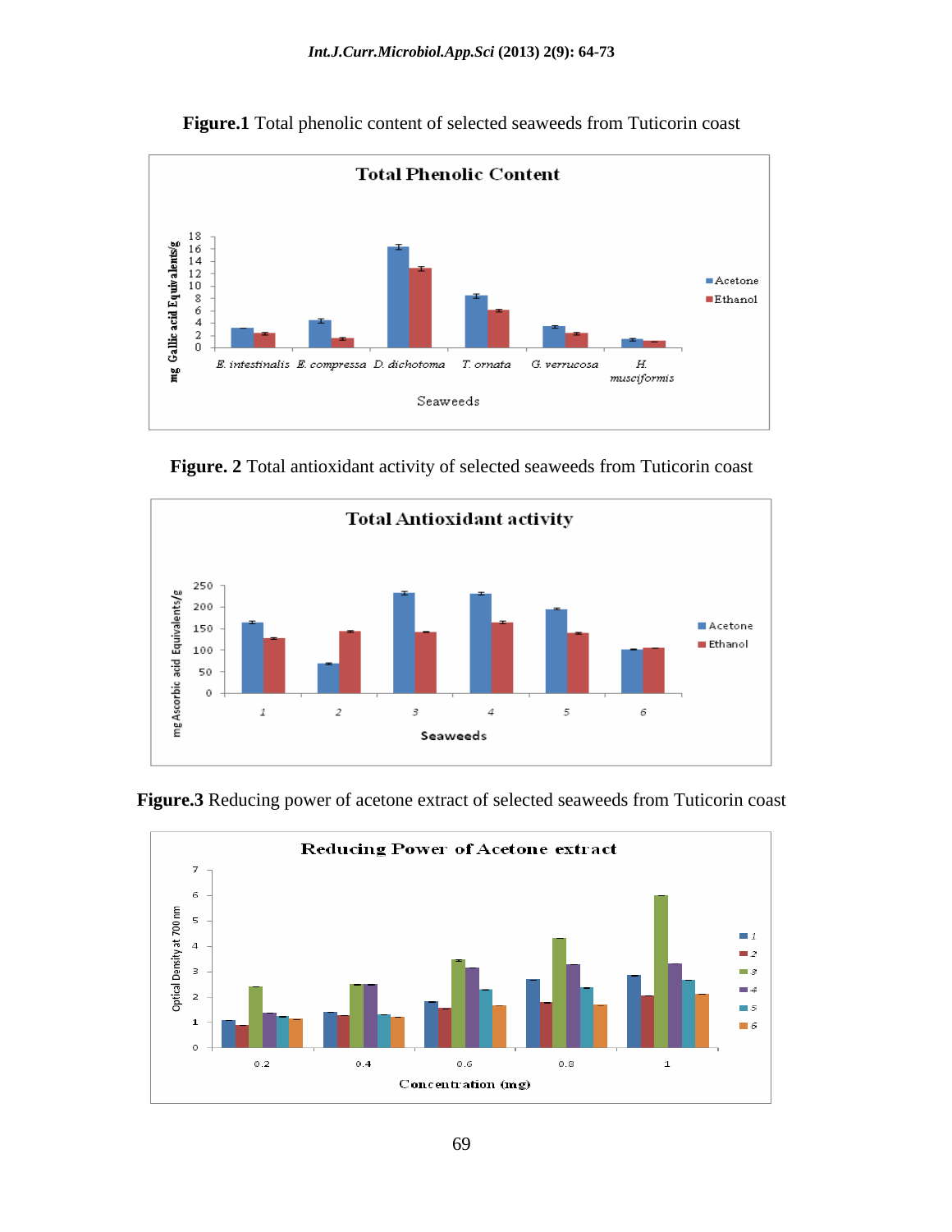**Figure.1** Total phenolic content of selected seaweeds from Tuticorin coast

**Figure. 2** Total antioxidant activity of selected seaweeds from Tuticorin coast

**Figure.3** Reducing power of acetone extract of selected seaweeds from Tuticorin coast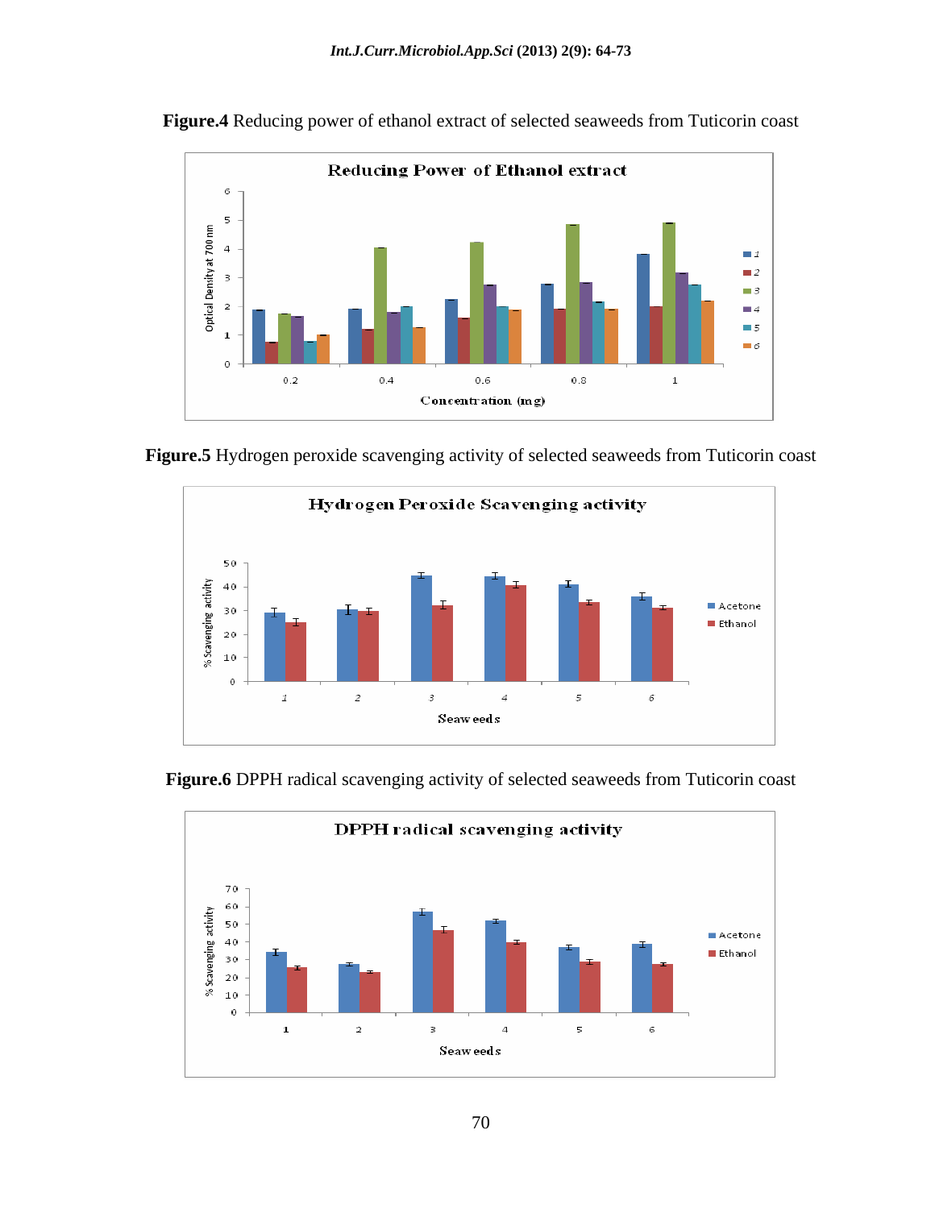**Figure.4** Reducing power of ethanol extract of selected seaweeds from Tuticorin coast

**Figure.5** Hydrogen peroxide scavenging activity of selected seaweeds from Tuticorin coast

**Figure.6** DPPH radical scavenging activity of selected seaweeds from Tuticorin coast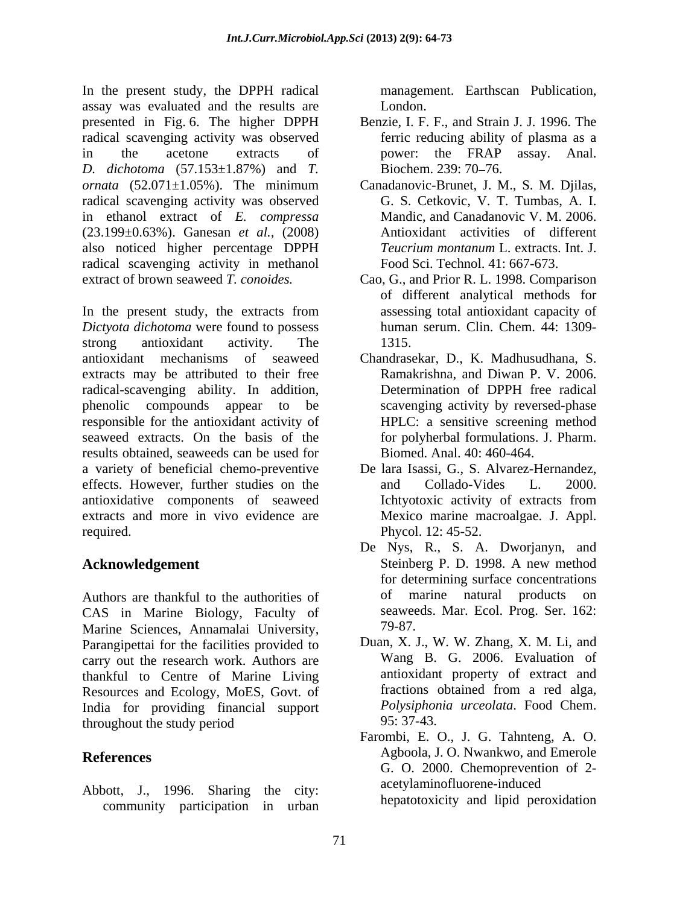In the present study, the DPPH radical assay was evaluated and the results are presented in Fig. 6. The higher DPPH radical scavenging activity was observed in the acetone extracts of *D. dichotoma* (57.153±1.87%) and *T. ornata* (52.071±1.05%). The minimum radical scavenging activity was observed in ethanol extract of *E. compressa* (23.199±0.63%). Ganesan *et al.,* (2008) also noticed higher percentage DPPH radical scavenging activity in methanol extract of brown seaweed *T. conoides.*

In the present study, the extracts from *Dictyota dichotoma* were found to possess strong antioxidant activity. The antioxidant mechanisms of seaweed extracts may be attributed to their free radical-scavenging ability. In addition, phenolic compounds appear to be responsible for the antioxidant activity of seaweed extracts. On the basis of the results obtained, seaweeds can be used for a variety of beneficial chemo-preventive effects. However, further studies on the antioxidative components of seaweed extracts and more in vivo evidence are required.

## Acknowledgement

Authors are thankful to the authorities of CAS in Marine Biology, Faculty of Marine Sciences, Annamalai University, Parangipettai for the facilities provided to carry out the research work. Authors are thankful to Centre of Marine Living Resources and Ecology, MoES, Govt. of India for providing financial support throughout the study period

## References

Abbott, J., 1996. Sharing the city: community participation in urban management. Earthscan Publication, London.

Benzie, I. F. F., and Strain J. J. 1996. The ferric reducing ability of plasma as a power: the FRAP assay. Anal. Biochem. 239: 70–76.

Canadanovic-Brunet, J. M., S. M. Djilas, G. S. Cetkovic, V. T. Tumbas, A. I. Mandic, and Canadanovic V. M. 2006. Antioxidant activities of different *Teucrium montanum* L. extracts. Int. J. Food Sci. Technol. 41: 667-673.

Cao, G., and Prior R. L. 1998. Comparison of different analytical methods for assessing total antioxidant capacity of human serum. Clin. Chem. 44: 1309-1315.

Chandrasekar, D., K. Madhusudhana, S. Ramakrishna, and Diwan P. V. 2006. Determination of DPPH free radical scavenging activity by reversed-phase HPLC: a sensitive screening method for polyherbal formulations. J. Pharm. Biomed. Anal. 40: 460-464.

De lara Isassi, G., S. Alvarez-Hernandez, and Collado-Vides L. 2000. Ichtyotoxic activity of extracts from Mexico marine macroalgae. J. Appl. Phycol. 12: 45-52.

De Nys, R., S. A. Dworjanyn, and Steinberg P. D. 1998. A new method for determining surface concentrations of marine natural products on seaweeds. Mar. Ecol. Prog. Ser. 162: 79-87.

Duan, X. J., W. W. Zhang, X. M. Li, and Wang B. G. 2006. Evaluation of antioxidant property of extract and fractions obtained from a red alga, *Polysiphonia urceolata*. Food Chem. 95: 37-43.

Farombi, E. O., J. G. Tahnteng, A. O. Agboola, J. O. Nwankwo, and Emerole G. O. 2000. Chemoprevention of 2-acetylaminofluorene-induced hepatotoxicity and lipid peroxidation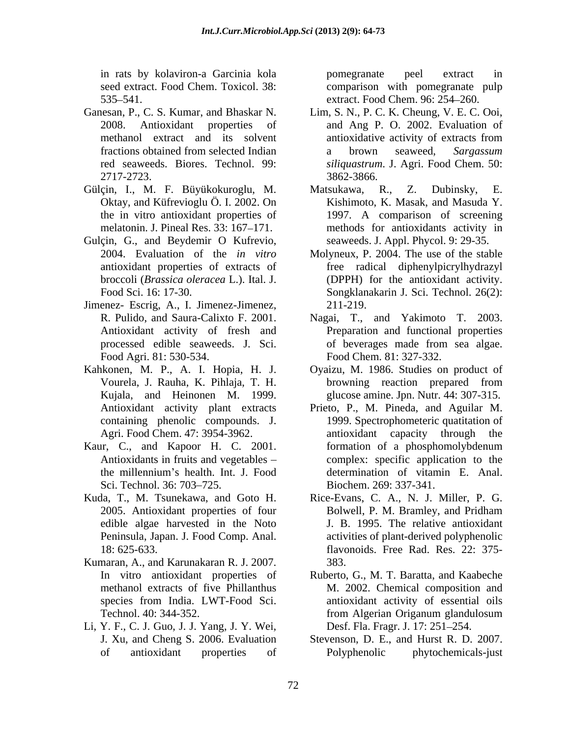in rats by kolaviron-a Garcinia kola seed extract. Food Chem. Toxicol. 38: 535–541.

Ganesan, P., C. S. Kumar, and Bhaskar N. 2008. Antioxidant properties of methanol extract and its solvent fractions obtained from selected Indian red seaweeds. Biores. Technol. 99: 2717-2723.

Gülçin, I., M. F. Büyükokuroglu, M. Oktay, and Küfrevioglu Ö. I. 2002. On the in vitro antioxidant properties of melatonin. J. Pineal Res. 33: 167–171.

Gulçin, G., and Beydemir O Kufrevio, 2004. Evaluation of the *in vitro* antioxidant properties of extracts of broccoli (*Brassica oleracea* L.). Ital. J. Food Sci. 16: 17-30.

Jimenez- Escrig, A., I. Jimenez-Jimenez, R. Pulido, and Saura-Calixto F. 2001. Antioxidant activity of fresh and processed edible seaweeds. J. Sci. Food Agri. 81: 530-534.

Kahkonen, M. P., A. I. Hopia, H. J. Vourela, J. Rauha, K. Pihlaja, T. H. Kujala, and Heinonen M. 1999. Antioxidant activity plant extracts containing phenolic compounds. J. Agri. Food Chem. 47: 3954-3962.

Kaur, C., and Kapoor H. C. 2001. Antioxidants in fruits and vegetables – the millennium's health. Int. J. Food Sci. Technol. 36: 703–725.

Kuda, T., M. Tsunekawa, and Goto H. 2005. Antioxidant properties of four edible algae harvested in the Noto Peninsula, Japan. J. Food Comp. Anal. 18: 625-633.

Kumaran, A., and Karunakaran R. J. 2007. In vitro antioxidant properties of methanol extracts of five Phillanthus species from India. LWT-Food Sci. Technol. 40: 344-352.

Li, Y. F., C. J. Guo, J. J. Yang, J. Y. Wei, J. Xu, and Cheng S. 2006. Evaluation of antioxidant properties of pomegranate peel extract in comparison with pomegranate pulp extract. Food Chem. 96: 254–260.

Lim, S. N., P. C. K. Cheung, V. E. C. Ooi, and Ang P. O. 2002. Evaluation of antioxidative activity of extracts from a brown seaweed, *Sargassum siliquastrum*. J. Agri. Food Chem. 50: 3862-3866.

Matsukawa, R., Z. Dubinsky, E. Kishimoto, K. Masak, and Masuda Y. 1997. A comparison of screening methods for antioxidants activity in seaweeds. J. Appl. Phycol. 9: 29-35.

Molyneux, P. 2004. The use of the stable free radical diphenylpicrylhydrazyl (DPPH) for the antioxidant activity. Songklanakarin J. Sci. Technol. 26(2): 211-219.

Nagai, T., and Yakimoto T. 2003. Preparation and functional properties of beverages made from sea algae. Food Chem. 81: 327-332.

Oyaizu, M. 1986. Studies on product of browning reaction prepared from glucose amine. Jpn. Nutr. 44: 307-315.

Prieto, P., M. Pineda, and Aguilar M. 1999. Spectrophometeric quatitation of antioxidant capacity through the formation of a phosphomolybdenum complex: specific application to the determination of vitamin E. Anal. Biochem. 269: 337-341.

Rice-Evans, C. A., N. J. Miller, P. G. Bolwell, P. M. Bramley, and Pridham J. B. 1995. The relative antioxidant activities of plant-derived polyphenolic flavonoids. Free Rad. Res. 22: 375-383.

Ruberto, G., M. T. Baratta, and Kaabeche M. 2002. Chemical composition and antioxidant activity of essential oils from Algerian Origanum glandulosum Desf. Fla. Fragr. J. 17: 251–254.

Stevenson, D. E., and Hurst R. D. 2007. Polyphenolic phytochemicals-just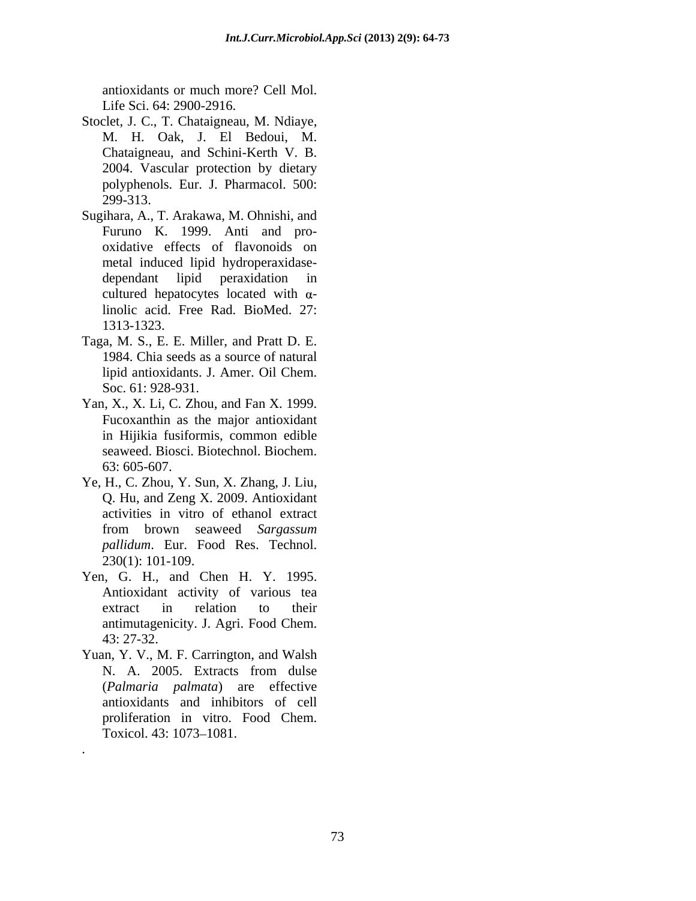antioxidants or much more? Cell Mol. Life Sci. 64: 2900-2916.

Stoclet, J. C., T. Chataigneau, M. Ndiaye, M. H. Oak, J. El Bedoui, M. Chataigneau, and Schini-Kerth V. B. 2004. Vascular protection by dietary polyphenols. Eur. J. Pharmacol. 500: 299-313.

Sugihara, A., T. Arakawa, M. Ohnishi, and Furuno K. 1999. Anti and pro-oxidative effects of flavonoids on metal induced lipid hydroperaxidase-dependant lipid peraxidation in cultured hepatocytes located with $\alpha$-linolic acid. Free Rad. BioMed. 27: 1313-1323.

Taga, M. S., E. E. Miller, and Pratt D. E. 1984. Chia seeds as a source of natural lipid antioxidants. J. Amer. Oil Chem. Soc. 61: 928-931.

Yan, X., X. Li, C. Zhou, and Fan X. 1999. Fucoxanthin as the major antioxidant in Hijikia fusiformis, common edible seaweed. Biosci. Biotechnol. Biochem. 63: 605-607.

Ye, H., C. Zhou, Y. Sun, X. Zhang, J. Liu, Q. Hu, and Zeng X. 2009. Antioxidant activities in vitro of ethanol extract from brown seaweed *Sargassum pallidum*. Eur. Food Res. Technol. 230(1): 101-109.

Yen, G. H., and Chen H. Y. 1995. Antioxidant activity of various tea extract in relation to their antimutagenicity. J. Agri. Food Chem. 43: 27-32.

Yuan, Y. V., M. F. Carrington, and Walsh N. A. 2005. Extracts from dulse (*Palmaria palmata*) are effective antioxidants and inhibitors of cell proliferation in vitro. Food Chem. Toxicol. 43: 1073–1081.

.